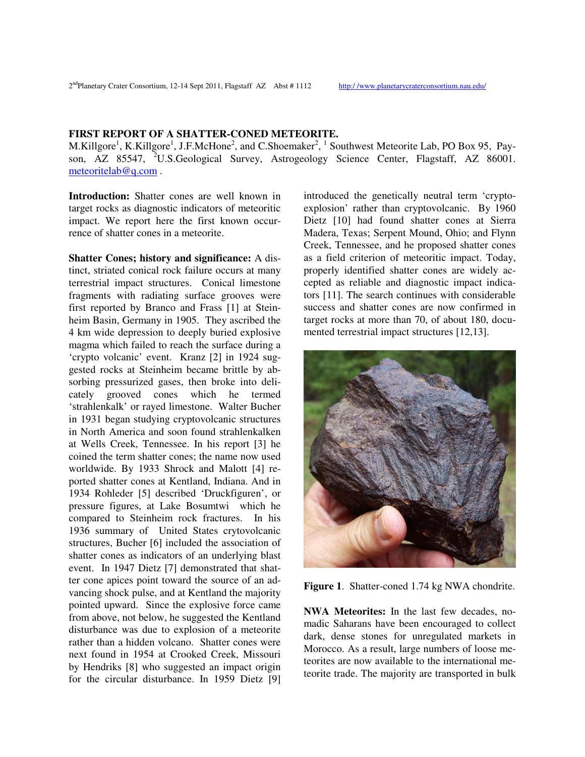# FIRST REPORT OF A SHATTER-CONED METEORITE.

M.Killgore[1], K.Killgore[1], J.F.McHone[2], and C.Shoemaker[2], [1] Southwest Meteorite Lab, PO Box 95, Payson, AZ 85547, [2]U.S.Geological Survey, Astrogeology Science Center, Flagstaff, AZ 86001. meteoritelab@q.com .

**Introduction:** Shatter cones are well known in target rocks as diagnostic indicators of meteoritic impact. We report here the first known occurrence of shatter cones in a meteorite.

**Shatter Cones; history and significance:** A distinct, striated conical rock failure occurs at many terrestrial impact structures. Conical limestone fragments with radiating surface grooves were first reported by Branco and Frass [1] at Steinheim Basin, Germany in 1905. They ascribed the 4 km wide depression to deeply buried explosive magma which failed to reach the surface during a 'crypto volcanic' event. Kranz [2] in 1924 suggested rocks at Steinheim became brittle by absorbing pressurized gases, then broke into delicately grooved cones which he termed 'strahlenkalk' or rayed limestone. Walter Bucher in 1931 began studying cryptovolcanic structures in North America and soon found strahlenkalken at Wells Creek, Tennessee. In his report [3] he coined the term shatter cones; the name now used worldwide. By 1933 Shrock and Malott [4] reported shatter cones at Kentland, Indiana. And in 1934 Rohleder [5] described 'Druckfiguren', or pressure figures, at Lake Bosumtwi which he compared to Steinheim rock fractures. In his 1936 summary of United States crytovolcanic structures, Bucher [6] included the association of shatter cones as indicators of an underlying blast event. In 1947 Dietz [7] demonstrated that shatter cone apices point toward the source of an advancing shock pulse, and at Kentland the majority pointed upward. Since the explosive force came from above, not below, he suggested the Kentland disturbance was due to explosion of a meteorite rather than a hidden volcano. Shatter cones were next found in 1954 at Crooked Creek, Missouri by Hendriks [8] who suggested an impact origin for the circular disturbance. In 1959 Dietz [9] introduced the genetically neutral term 'crypto-explosion' rather than cryptovolcanic. By 1960 Dietz [10] had found shatter cones at Sierra Madera, Texas; Serpent Mound, Ohio; and Flynn Creek, Tennessee, and he proposed shatter cones as a field criterion of meteoritic impact. Today, properly identified shatter cones are widely accepted as reliable and diagnostic impact indicators [11]. The search continues with considerable success and shatter cones are now confirmed in target rocks at more than 70, of about 180, documented terrestrial impact structures [12,13].

**Figure 1**. Shatter-coned 1.74 kg NWA chondrite.

**NWA Meteorites:** In the last few decades, nomadic Saharans have been encouraged to collect dark, dense stones for unregulated markets in Morocco. As a result, large numbers of loose meteorites are now available to the international meteorite trade. The majority are transported in bulk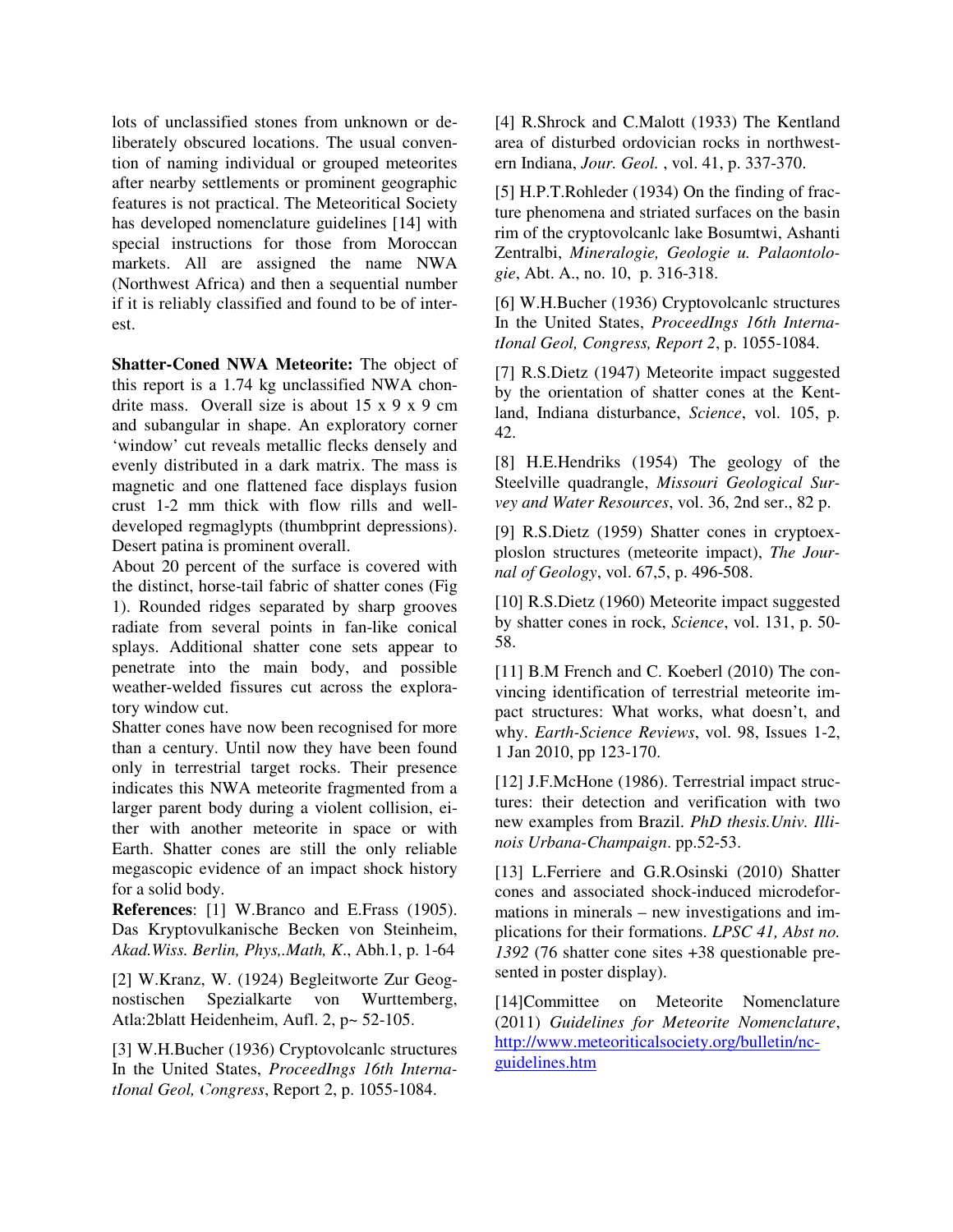lots of unclassified stones from unknown or deliberately obscured locations. The usual convention of naming individual or grouped meteorites after nearby settlements or prominent geographic features is not practical. The Meteoritical Society has developed nomenclature guidelines [14] with special instructions for those from Moroccan markets. All are assigned the name NWA (Northwest Africa) and then a sequential number if it is reliably classified and found to be of interest.

**Shatter-Coned NWA Meteorite:** The object of this report is a 1.74 kg unclassified NWA chondrite mass. Overall size is about 15 x 9 x 9 cm and subangular in shape. An exploratory corner 'window' cut reveals metallic flecks densely and evenly distributed in a dark matrix. The mass is magnetic and one flattened face displays fusion crust 1-2 mm thick with flow rills and well-developed regmaglypts (thumbprint depressions). Desert patina is prominent overall.

About 20 percent of the surface is covered with the distinct, horse-tail fabric of shatter cones (Fig 1). Rounded ridges separated by sharp grooves radiate from several points in fan-like conical splays. Additional shatter cone sets appear to penetrate into the main body, and possible weather-welded fissures cut across the exploratory window cut.

Shatter cones have now been recognised for more than a century. Until now they have been found only in terrestrial target rocks. Their presence indicates this NWA meteorite fragmented from a larger parent body during a violent collision, either with another meteorite in space or with Earth. Shatter cones are still the only reliable megascopic evidence of an impact shock history for a solid body.

**References**: [1] W.Branco and E.Frass (1905). Das Kryptovulkanische Becken von Steinheim, *Akad.Wiss. Berlin, Phys,.Math, K.*, Abh.1, p. 1-64

[2] W.Kranz, W. (1924) Begleitworte Zur Geognostischen Spezialkarte von Wurttemberg, Atla:2blatt Heidenheim, Aufl. 2, p~ 52-105.

[3] W.H.Bucher (1936) Cryptovolcanlc structures In the United States, *ProceedIngs 16th InternatIonal Geol, Congress*, Report 2, p. 1055-1084.

[4] R.Shrock and C.Malott (1933) The Kentland area of disturbed ordovician rocks in northwestern Indiana, *Jour. Geol.* , vol. 41, p. 337-370.

[5] H.P.T.Rohleder (1934) On the finding of fracture phenomena and striated surfaces on the basin rim of the cryptovolcanlc lake Bosumtwi, Ashanti Zentralbi, *Mineralogie, Geologie u. Palaontologie*, Abt. A., no. 10, p. 316-318.

[6] W.H.Bucher (1936) Cryptovolcanlc structures In the United States, *ProceedIngs 16th InternatIonal Geol, Congress, Report 2*, p. 1055-1084.

[7] R.S.Dietz (1947) Meteorite impact suggested by the orientation of shatter cones at the Kentland, Indiana disturbance, *Science*, vol. 105, p. 42.

[8] H.E.Hendriks (1954) The geology of the Steelville quadrangle, *Missouri Geological Survey and Water Resources*, vol. 36, 2nd ser., 82 p.

[9] R.S.Dietz (1959) Shatter cones in cryptoexploslon structures (meteorite impact), *The Journal of Geology*, vol. 67,5, p. 496-508.

[10] R.S.Dietz (1960) Meteorite impact suggested by shatter cones in rock, *Science*, vol. 131, p. 50-58.

[11] B.M French and C. Koeberl (2010) The convincing identification of terrestrial meteorite impact structures: What works, what doesn't, and why. *Earth-Science Reviews*, vol. 98, Issues 1-2, 1 Jan 2010, pp 123-170.

[12] J.F.McHone (1986). Terrestrial impact structures: their detection and verification with two new examples from Brazil. *PhD thesis.Univ. Illinois Urbana-Champaign*. pp.52-53.

[13] L.Ferriere and G.R.Osinski (2010) Shatter cones and associated shock-induced microdeformations in minerals – new investigations and implications for their formations. *LPSC 41, Abst no. 1392* (76 shatter cone sites +38 questionable presented in poster display).

[14]Committee on Meteorite Nomenclature (2011) *Guidelines for Meteorite Nomenclature*, http://www.meteoriticalsociety.org/bulletin/nc-guidelines.htm